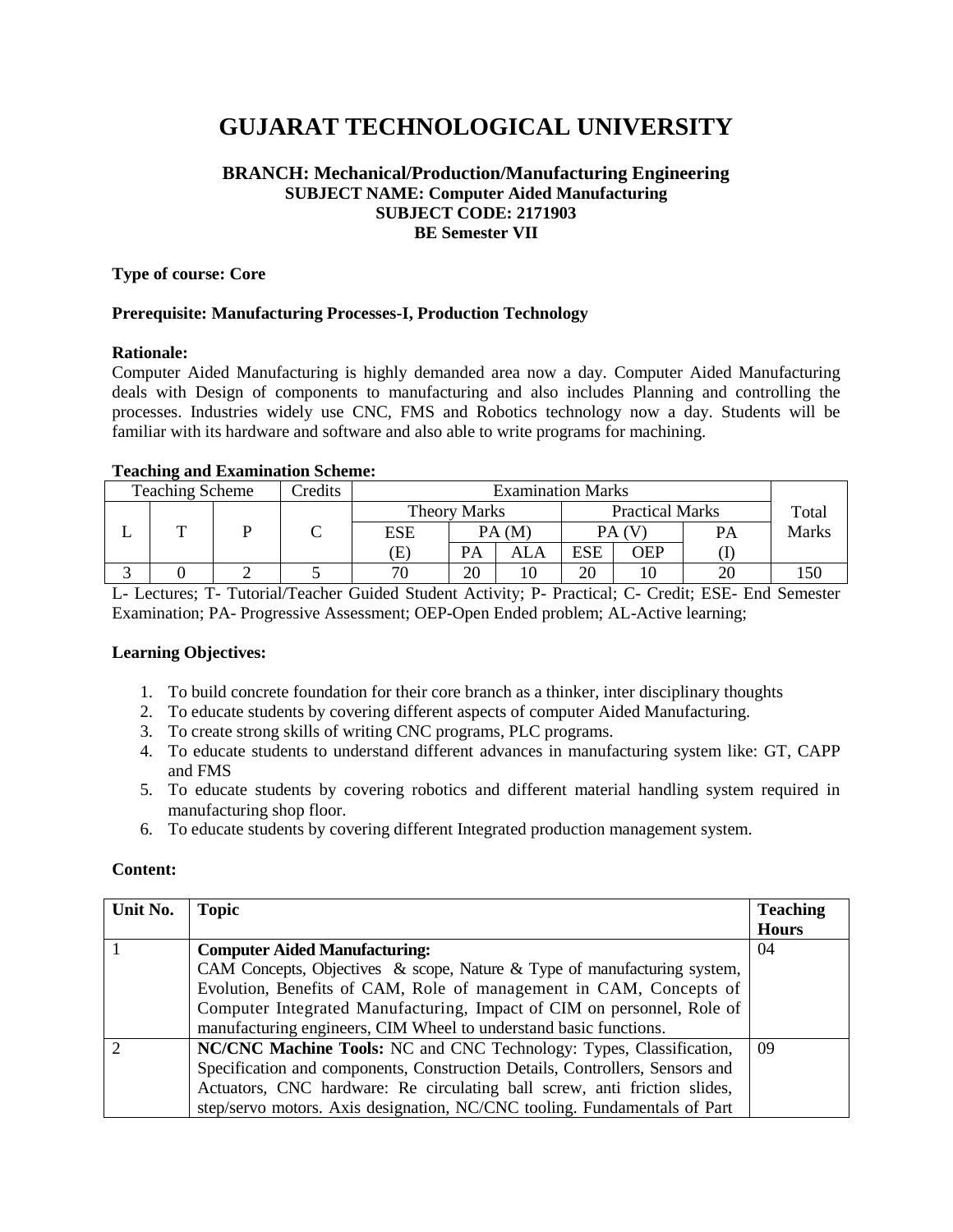# GUJARAT TECHNOLOGICAL UNIVERSITY

**BRANCH: Mechanical/Production/Manufacturing Engineering**
**SUBJECT NAME: Computer Aided Manufacturing**
**SUBJECT CODE: 2171903**
**BE Semester VII**

**Type of course: Core**

**Prerequisite: Manufacturing Processes-I, Production Technology**

**Rationale:**

Computer Aided Manufacturing is highly demanded area now a day. Computer Aided Manufacturing deals with Design of components to manufacturing and also includes Planning and controlling the processes. Industries widely use CNC, FMS and Robotics technology now a day. Students will be familiar with its hardware and software and also able to write programs for machining.

**Teaching and Examination Scheme:**

| Teaching Scheme | | | Credits | Examination Marks | | | | | | Total Marks |
|---|---|---|---|---|---|---|---|---|---|---|
| | | | | Theory Marks | | | Practical Marks | | | |
| L | T | P | C | ESE | PA (M) | | PA (V) | | PA | |
| | | | | (E) | PA | ALA | ESE | OEP | (I) | |
| 3 | 0 | 2 | 5 | 70 | 20 | 10 | 20 | 10 | 20 | 150 |

L- Lectures; T- Tutorial/Teacher Guided Student Activity; P- Practical; C- Credit; ESE- End Semester Examination; PA- Progressive Assessment; OEP-Open Ended problem; AL-Active learning;

**Learning Objectives:**

1. To build concrete foundation for their core branch as a thinker, inter disciplinary thoughts
2. To educate students by covering different aspects of computer Aided Manufacturing.
3. To create strong skills of writing CNC programs, PLC programs.
4. To educate students to understand different advances in manufacturing system like: GT, CAPP and FMS
5. To educate students by covering robotics and different material handling system required in manufacturing shop floor.
6. To educate students by covering different Integrated production management system.

**Content:**

| Unit No. | Topic | Teaching Hours |
|---|---|---|
| 1 | **Computer Aided Manufacturing:** CAM Concepts, Objectives & scope, Nature & Type of manufacturing system, Evolution, Benefits of CAM, Role of management in CAM, Concepts of Computer Integrated Manufacturing, Impact of CIM on personnel, Role of manufacturing engineers, CIM Wheel to understand basic functions. | 04 |
| 2 | **NC/CNC Machine Tools:** NC and CNC Technology: Types, Classification, Specification and components, Construction Details, Controllers, Sensors and Actuators, CNC hardware: Re circulating ball screw, anti friction slides, step/servo motors. Axis designation, NC/CNC tooling. Fundamentals of Part | 09 |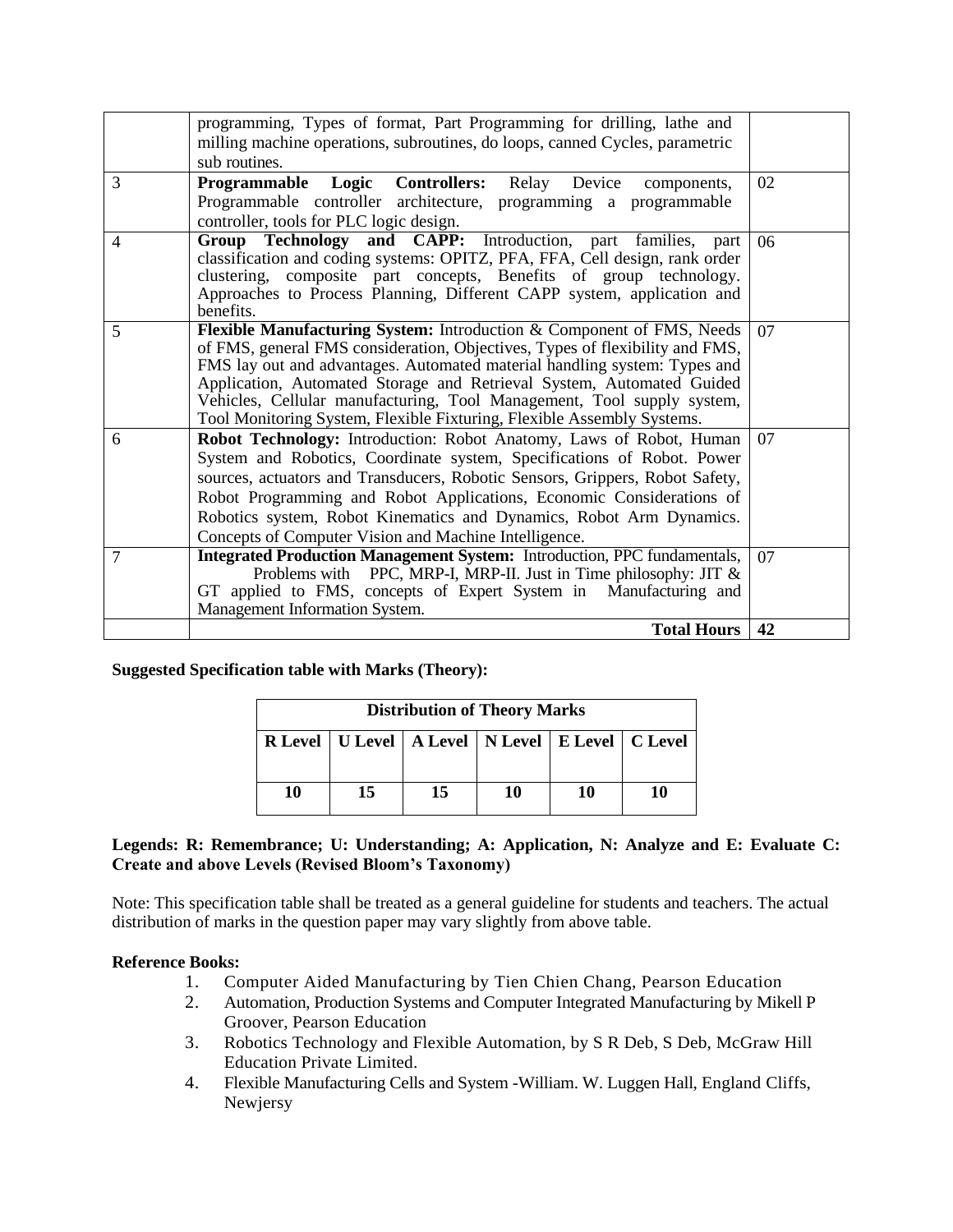|  | programming, Types of format, Part Programming for drilling, lathe and milling machine operations, subroutines, do loops, canned Cycles, parametric sub routines. |  |
|---|---|---|
| 3 | **Programmable Logic Controllers:** Relay Device components, Programmable controller architecture, programming a programmable controller, tools for PLC logic design. | 02 |
| 4 | **Group Technology and CAPP:** Introduction, part families, part classification and coding systems: OPITZ, PFA, FFA, Cell design, rank order clustering, composite part concepts, Benefits of group technology. Approaches to Process Planning, Different CAPP system, application and benefits. | 06 |
| 5 | **Flexible Manufacturing System:** Introduction & Component of FMS, Needs of FMS, general FMS consideration, Objectives, Types of flexibility and FMS, FMS lay out and advantages. Automated material handling system: Types and Application, Automated Storage and Retrieval System, Automated Guided Vehicles, Cellular manufacturing, Tool Management, Tool supply system, Tool Monitoring System, Flexible Fixturing, Flexible Assembly Systems. | 07 |
| 6 | **Robot Technology:** Introduction: Robot Anatomy, Laws of Robot, Human System and Robotics, Coordinate system, Specifications of Robot. Power sources, actuators and Transducers, Robotic Sensors, Grippers, Robot Safety, Robot Programming and Robot Applications, Economic Considerations of Robotics system, Robot Kinematics and Dynamics, Robot Arm Dynamics. Concepts of Computer Vision and Machine Intelligence. | 07 |
| 7 | **Integrated Production Management System:** Introduction, PPC fundamentals, Problems with PPC, MRP-I, MRP-II. Just in Time philosophy: JIT & GT applied to FMS, concepts of Expert System in Manufacturing and Management Information System. | 07 |
|  | **Total Hours** | **42** |

**Suggested Specification table with Marks (Theory):**

| Distribution of Theory Marks | | | | | |
|---|---|---|---|---|---|
| **R Level** | **U Level** | **A Level** | **N Level** | **E Level** | **C Level** |
| **10** | **15** | **15** | **10** | **10** | **10** |

**Legends: R: Remembrance; U: Understanding; A: Application, N: Analyze and E: Evaluate C: Create and above Levels (Revised Bloom's Taxonomy)**

Note: This specification table shall be treated as a general guideline for students and teachers. The actual distribution of marks in the question paper may vary slightly from above table.

**Reference Books:**

1. Computer Aided Manufacturing by Tien Chien Chang, Pearson Education
2. Automation, Production Systems and Computer Integrated Manufacturing by Mikell P Groover, Pearson Education
3. Robotics Technology and Flexible Automation, by S R Deb, S Deb, McGraw Hill Education Private Limited.
4. Flexible Manufacturing Cells and System -William. W. Luggen Hall, England Cliffs, Newjersy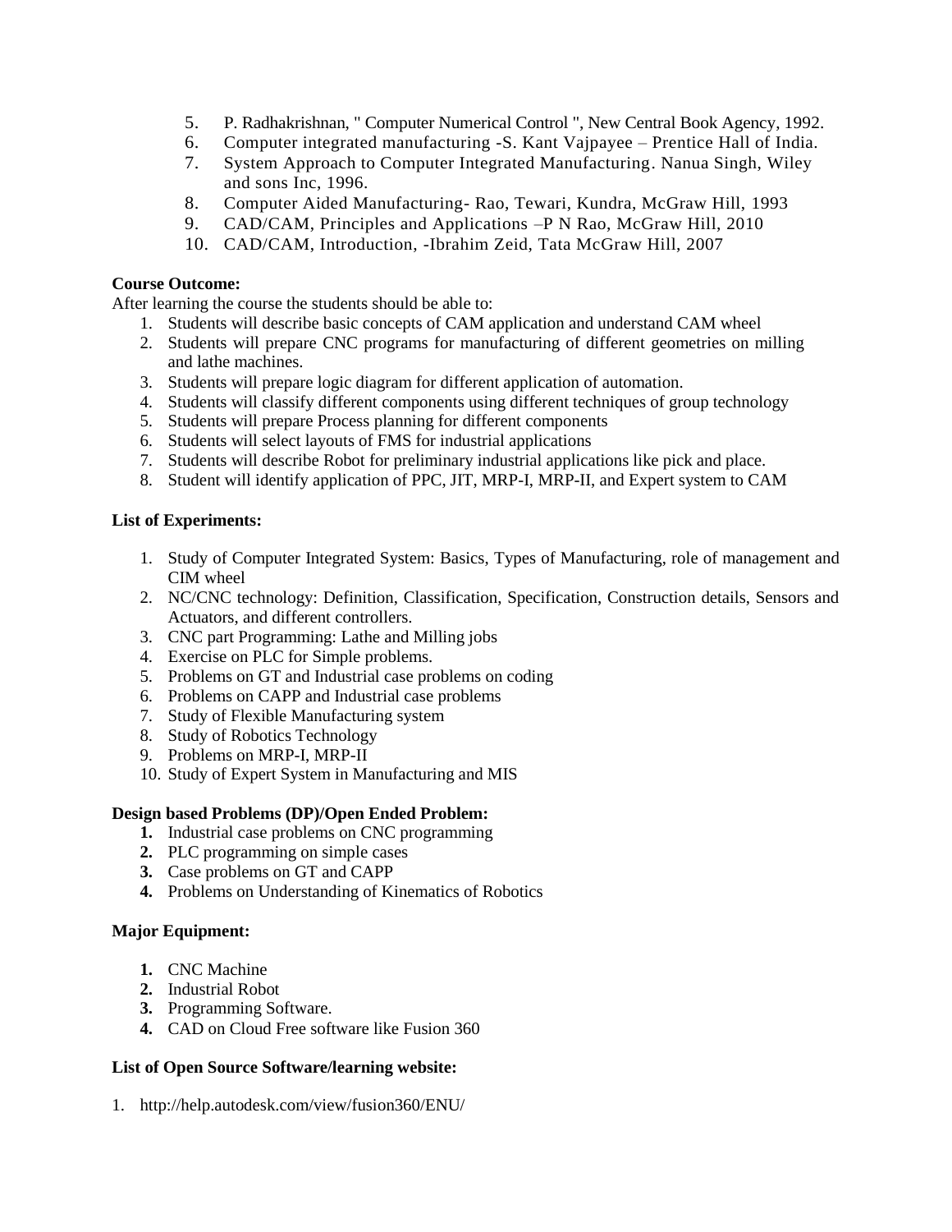5. P. Radhakrishnan, " Computer Numerical Control ", New Central Book Agency, 1992.
6. Computer integrated manufacturing -S. Kant Vajpayee – Prentice Hall of India.
7. System Approach to Computer Integrated Manufacturing. Nanua Singh, Wiley and sons Inc, 1996.
8. Computer Aided Manufacturing- Rao, Tewari, Kundra, McGraw Hill, 1993
9. CAD/CAM, Principles and Applications –P N Rao, McGraw Hill, 2010
10. CAD/CAM, Introduction, -Ibrahim Zeid, Tata McGraw Hill, 2007

**Course Outcome:**

After learning the course the students should be able to:

1. Students will describe basic concepts of CAM application and understand CAM wheel
2. Students will prepare CNC programs for manufacturing of different geometries on milling and lathe machines.
3. Students will prepare logic diagram for different application of automation.
4. Students will classify different components using different techniques of group technology
5. Students will prepare Process planning for different components
6. Students will select layouts of FMS for industrial applications
7. Students will describe Robot for preliminary industrial applications like pick and place.
8. Student will identify application of PPC, JIT, MRP-I, MRP-II, and Expert system to CAM

**List of Experiments:**

1. Study of Computer Integrated System: Basics, Types of Manufacturing, role of management and CIM wheel
2. NC/CNC technology: Definition, Classification, Specification, Construction details, Sensors and Actuators, and different controllers.
3. CNC part Programming: Lathe and Milling jobs
4. Exercise on PLC for Simple problems.
5. Problems on GT and Industrial case problems on coding
6. Problems on CAPP and Industrial case problems
7. Study of Flexible Manufacturing system
8. Study of Robotics Technology
9. Problems on MRP-I, MRP-II
10. Study of Expert System in Manufacturing and MIS

**Design based Problems (DP)/Open Ended Problem:**

1. Industrial case problems on CNC programming
2. PLC programming on simple cases
3. Case problems on GT and CAPP
4. Problems on Understanding of Kinematics of Robotics

**Major Equipment:**

1. CNC Machine
2. Industrial Robot
3. Programming Software.
4. CAD on Cloud Free software like Fusion 360

**List of Open Source Software/learning website:**

1. http://help.autodesk.com/view/fusion360/ENU/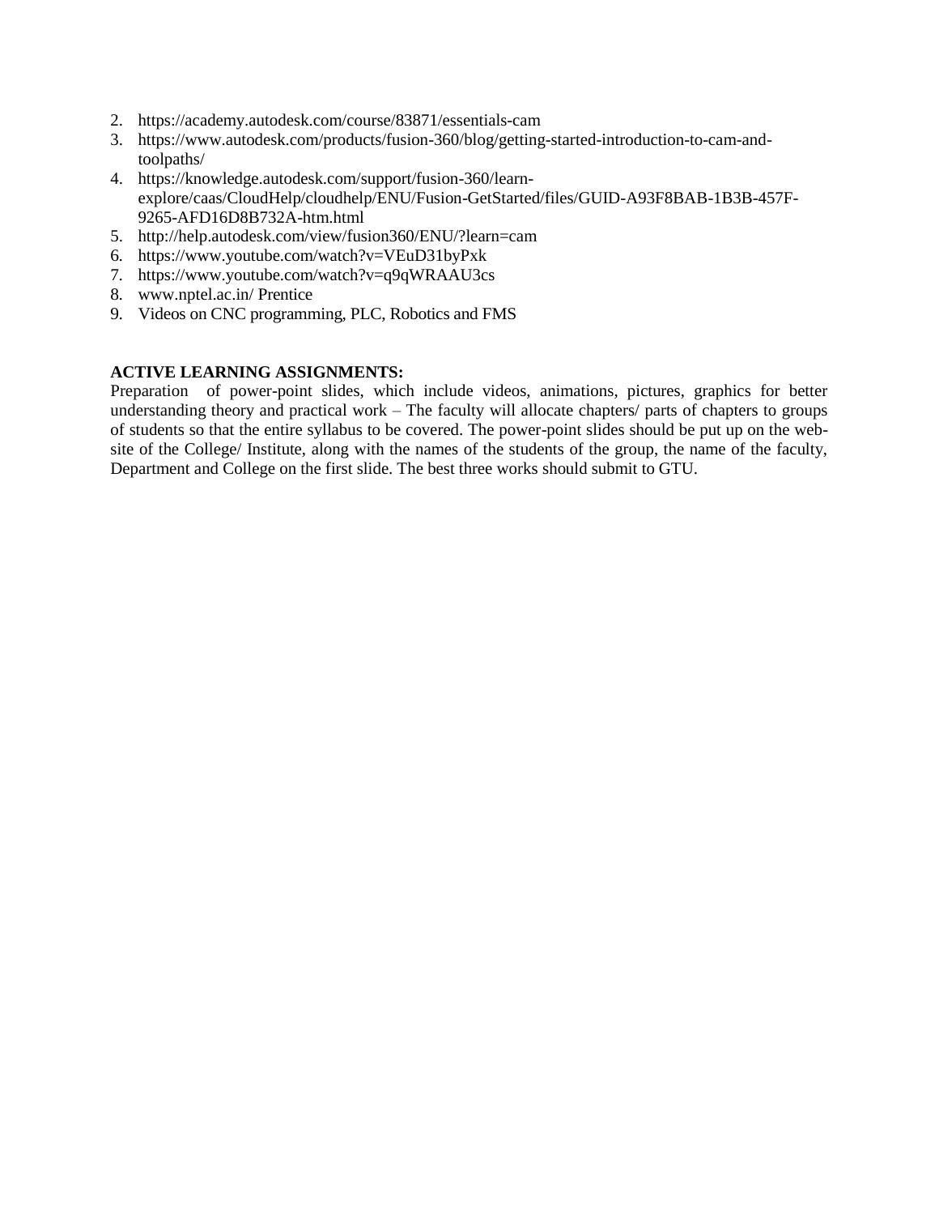2. https://academy.autodesk.com/course/83871/essentials-cam
3. https://www.autodesk.com/products/fusion-360/blog/getting-started-introduction-to-cam-and-toolpaths/
4. https://knowledge.autodesk.com/support/fusion-360/learn-explore/caas/CloudHelp/cloudhelp/ENU/Fusion-GetStarted/files/GUID-A93F8BAB-1B3B-457F-9265-AFD16D8B732A-htm.html
5. http://help.autodesk.com/view/fusion360/ENU/?learn=cam
6. https://www.youtube.com/watch?v=VEuD31byPxk
7. https://www.youtube.com/watch?v=q9qWRAAU3cs
8. www.nptel.ac.in/ Prentice
9. Videos on CNC programming, PLC, Robotics and FMS

**ACTIVE LEARNING ASSIGNMENTS:**

Preparation of power-point slides, which include videos, animations, pictures, graphics for better understanding theory and practical work – The faculty will allocate chapters/ parts of chapters to groups of students so that the entire syllabus to be covered. The power-point slides should be put up on the web-site of the College/ Institute, along with the names of the students of the group, the name of the faculty, Department and College on the first slide. The best three works should submit to GTU.